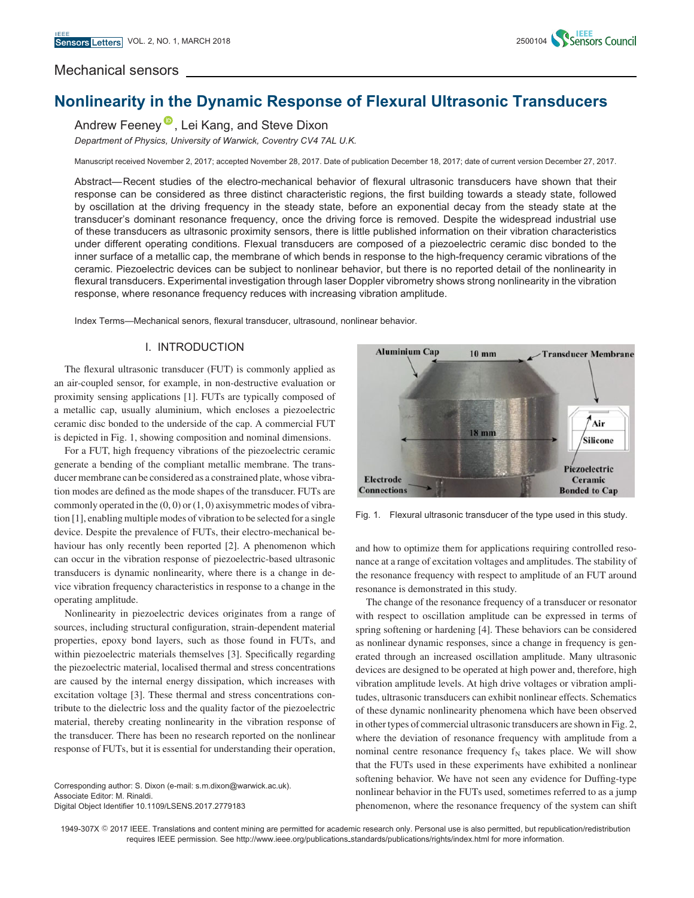Mechanical sensors

# Nonlinearity in the Dynamic Response of Flexural Ultrasonic Transducers

Andrew Feeney, Lei Kang, and Steve Dixon

*Department of Physics, University of Warwick, Coventry CV4 7AL U.K.*

Manuscript received November 2, 2017; accepted November 28, 2017. Date of publication December 18, 2017; date of current version December 27, 2017.

Abstract—Recent studies of the electro-mechanical behavior of flexural ultrasonic transducers have shown that their response can be considered as three distinct characteristic regions, the first building towards a steady state, followed by oscillation at the driving frequency in the steady state, before an exponential decay from the steady state at the transducer's dominant resonance frequency, once the driving force is removed. Despite the widespread industrial use of these transducers as ultrasonic proximity sensors, there is little published information on their vibration characteristics under different operating conditions. Flexual transducers are composed of a piezoelectric ceramic disc bonded to the inner surface of a metallic cap, the membrane of which bends in response to the high-frequency ceramic vibrations of the ceramic. Piezoelectric devices can be subject to nonlinear behavior, but there is no reported detail of the nonlinearity in flexural transducers. Experimental investigation through laser Doppler vibrometry shows strong nonlinearity in the vibration response, where resonance frequency reduces with increasing vibration amplitude.

Index Terms—Mechanical senors, flexural transducer, ultrasound, nonlinear behavior.

## I. INTRODUCTION

The flexural ultrasonic transducer (FUT) is commonly applied as an air-coupled sensor, for example, in non-destructive evaluation or proximity sensing applications [1]. FUTs are typically composed of a metallic cap, usually aluminium, which encloses a piezoelectric ceramic disc bonded to the underside of the cap. A commercial FUT is depicted in Fig. 1, showing composition and nominal dimensions.

For a FUT, high frequency vibrations of the piezoelectric ceramic generate a bending of the compliant metallic membrane. The transducer membrane can be considered as a constrained plate, whose vibration modes are defined as the mode shapes of the transducer. FUTs are commonly operated in the $(0, 0)$ or $(1, 0)$ axisymmetric modes of vibration [1], enabling multiple modes of vibration to be selected for a single device. Despite the prevalence of FUTs, their electro-mechanical behaviour has only recently been reported [2]. A phenomenon which can occur in the vibration response of piezoelectric-based ultrasonic transducers is dynamic nonlinearity, where there is a change in device vibration frequency characteristics in response to a change in the operating amplitude.

Nonlinearity in piezoelectric devices originates from a range of sources, including structural configuration, strain-dependent material properties, epoxy bond layers, such as those found in FUTs, and within piezoelectric materials themselves [3]. Specifically regarding the piezoelectric material, localised thermal and stress concentrations are caused by the internal energy dissipation, which increases with excitation voltage [3]. These thermal and stress concentrations contribute to the dielectric loss and the quality factor of the piezoelectric material, thereby creating nonlinearity in the vibration response of the transducer. There has been no research reported on the nonlinear response of FUTs, but it is essential for understanding their operation,

Aluminium Cap | 10 mm | Transducer Membrane | 18 mm | Air | Silicone | Electrode Connections | Piezoelectric Ceramic Bonded to Cap

Fig. 1. Flexural ultrasonic transducer of the type used in this study.

and how to optimize them for applications requiring controlled resonance at a range of excitation voltages and amplitudes. The stability of the resonance frequency with respect to amplitude of an FUT around resonance is demonstrated in this study.

The change of the resonance frequency of a transducer or resonator with respect to oscillation amplitude can be expressed in terms of spring softening or hardening [4]. These behaviors can be considered as nonlinear dynamic responses, since a change in frequency is generated through an increased oscillation amplitude. Many ultrasonic devices are designed to be operated at high power and, therefore, high vibration amplitude levels. At high drive voltages or vibration amplitudes, ultrasonic transducers can exhibit nonlinear effects. Schematics of these dynamic nonlinearity phenomena which have been observed in other types of commercial ultrasonic transducers are shown in Fig. 2, where the deviation of resonance frequency with amplitude from a nominal centre resonance frequency $f_N$ takes place. We will show that the FUTs used in these experiments have exhibited a nonlinear softening behavior. We have not seen any evidence for Duffing-type nonlinear behavior in the FUTs used, sometimes referred to as a jump phenomenon, where the resonance frequency of the system can shift

Corresponding author: S. Dixon (e-mail: s.m.dixon@warwick.ac.uk).
Associate Editor: M. Rinaldi.
Digital Object Identifier 10.1109/LSENS.2017.2779183

1949-307X © 2017 IEEE. Translations and content mining are permitted for academic research only. Personal use is also permitted, but republication/redistribution requires IEEE permission. See http://www.ieee.org/publications_standards/publications/rights/index.html for more information.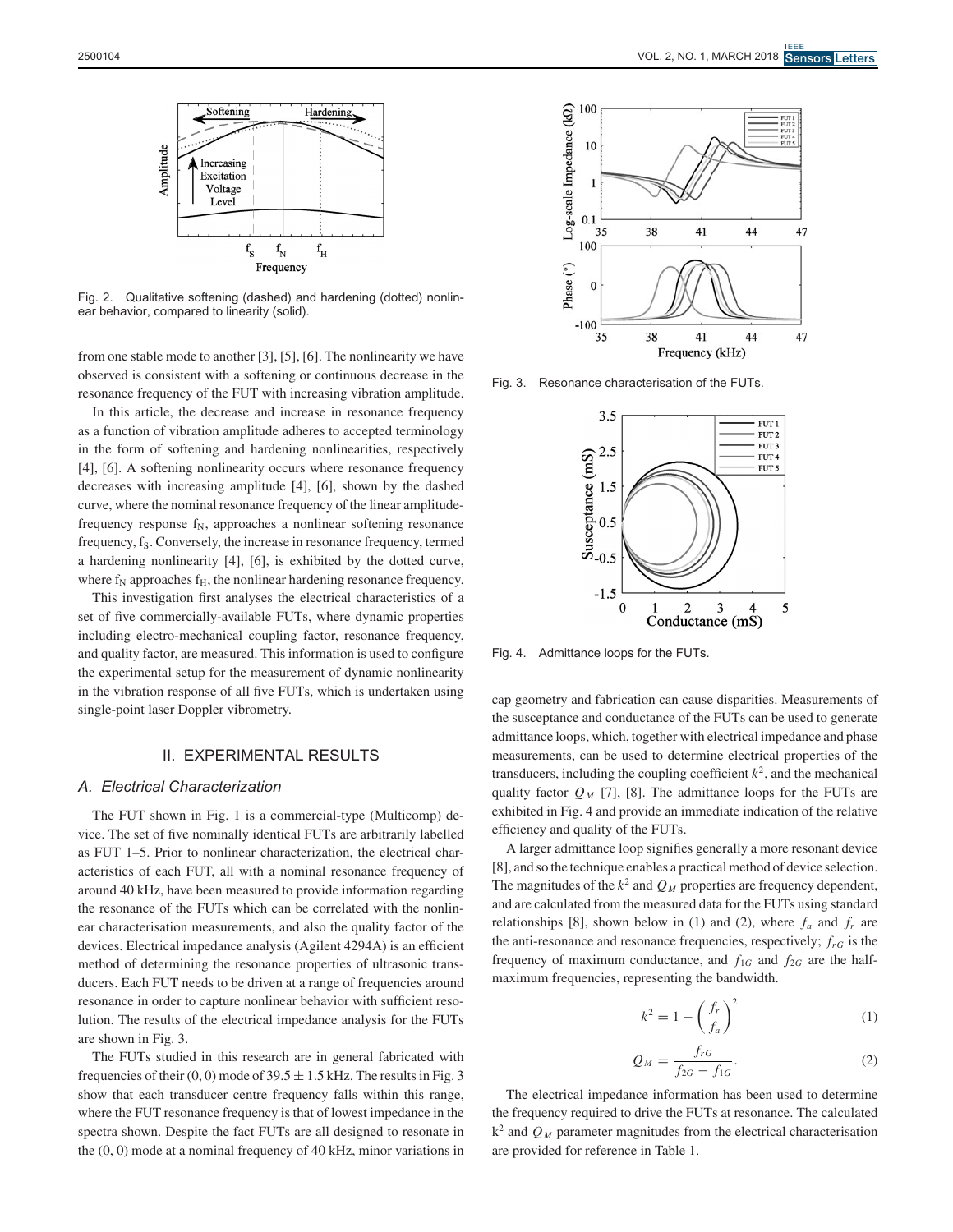Fig. 2. Qualitative softening (dashed) and hardening (dotted) nonlinear behavior, compared to linearity (solid).

from one stable mode to another [3], [5], [6]. The nonlinearity we have observed is consistent with a softening or continuous decrease in the resonance frequency of the FUT with increasing vibration amplitude.

In this article, the decrease and increase in resonance frequency as a function of vibration amplitude adheres to accepted terminology in the form of softening and hardening nonlinearities, respectively [4], [6]. A softening nonlinearity occurs where resonance frequency decreases with increasing amplitude [4], [6], shown by the dashed curve, where the nominal resonance frequency of the linear amplitude-frequency response $f_N$, approaches a nonlinear softening resonance frequency, $f_S$. Conversely, the increase in resonance frequency, termed a hardening nonlinearity [4], [6], is exhibited by the dotted curve, where $f_N$ approaches $f_H$, the nonlinear hardening resonance frequency.

This investigation first analyses the electrical characteristics of a set of five commercially-available FUTs, where dynamic properties including electro-mechanical coupling factor, resonance frequency, and quality factor, are measured. This information is used to configure the experimental setup for the measurement of dynamic nonlinearity in the vibration response of all five FUTs, which is undertaken using single-point laser Doppler vibrometry.

## II. EXPERIMENTAL RESULTS

### A. Electrical Characterization

The FUT shown in Fig. 1 is a commercial-type (Multicomp) device. The set of five nominally identical FUTs are arbitrarily labelled as FUT 1–5. Prior to nonlinear characterization, the electrical characteristics of each FUT, all with a nominal resonance frequency of around 40 kHz, have been measured to provide information regarding the resonance of the FUTs which can be correlated with the nonlinear characterisation measurements, and also the quality factor of the devices. Electrical impedance analysis (Agilent 4294A) is an efficient method of determining the resonance properties of ultrasonic transducers. Each FUT needs to be driven at a range of frequencies around resonance in order to capture nonlinear behavior with sufficient resolution. The results of the electrical impedance analysis for the FUTs are shown in Fig. 3.

The FUTs studied in this research are in general fabricated with frequencies of their (0, 0) mode of $39.5 \pm 1.5$ kHz. The results in Fig. 3 show that each transducer centre frequency falls within this range, where the FUT resonance frequency is that of lowest impedance in the spectra shown. Despite the fact FUTs are all designed to resonate in the (0, 0) mode at a nominal frequency of 40 kHz, minor variations in cap geometry and fabrication can cause disparities. Measurements of the susceptance and conductance of the FUTs can be used to generate admittance loops, which, together with electrical impedance and phase measurements, can be used to determine electrical properties of the transducers, including the coupling coefficient $k^2$, and the mechanical quality factor $Q_M$ [7], [8]. The admittance loops for the FUTs are exhibited in Fig. 4 and provide an immediate indication of the relative efficiency and quality of the FUTs.

Fig. 3. Resonance characterisation of the FUTs.

Fig. 4. Admittance loops for the FUTs.

A larger admittance loop signifies generally a more resonant device [8], and so the technique enables a practical method of device selection. The magnitudes of the $k^2$ and $Q_M$ properties are frequency dependent, and are calculated from the measured data for the FUTs using standard relationships [8], shown below in (1) and (2), where $f_a$ and $f_r$ are the anti-resonance and resonance frequencies, respectively; $f_{rG}$ is the frequency of maximum conductance, and $f_{1G}$ and $f_{2G}$ are the half-maximum frequencies, representing the bandwidth.

$$k^2 = 1 - \left(\frac{f_r}{f_a}\right)^2 \tag{1}$$

$$Q_M = \frac{f_{rG}}{f_{2G} - f_{1G}}. \tag{2}$$

The electrical impedance information has been used to determine the frequency required to drive the FUTs at resonance. The calculated $k^2$ and $Q_M$ parameter magnitudes from the electrical characterisation are provided for reference in Table 1.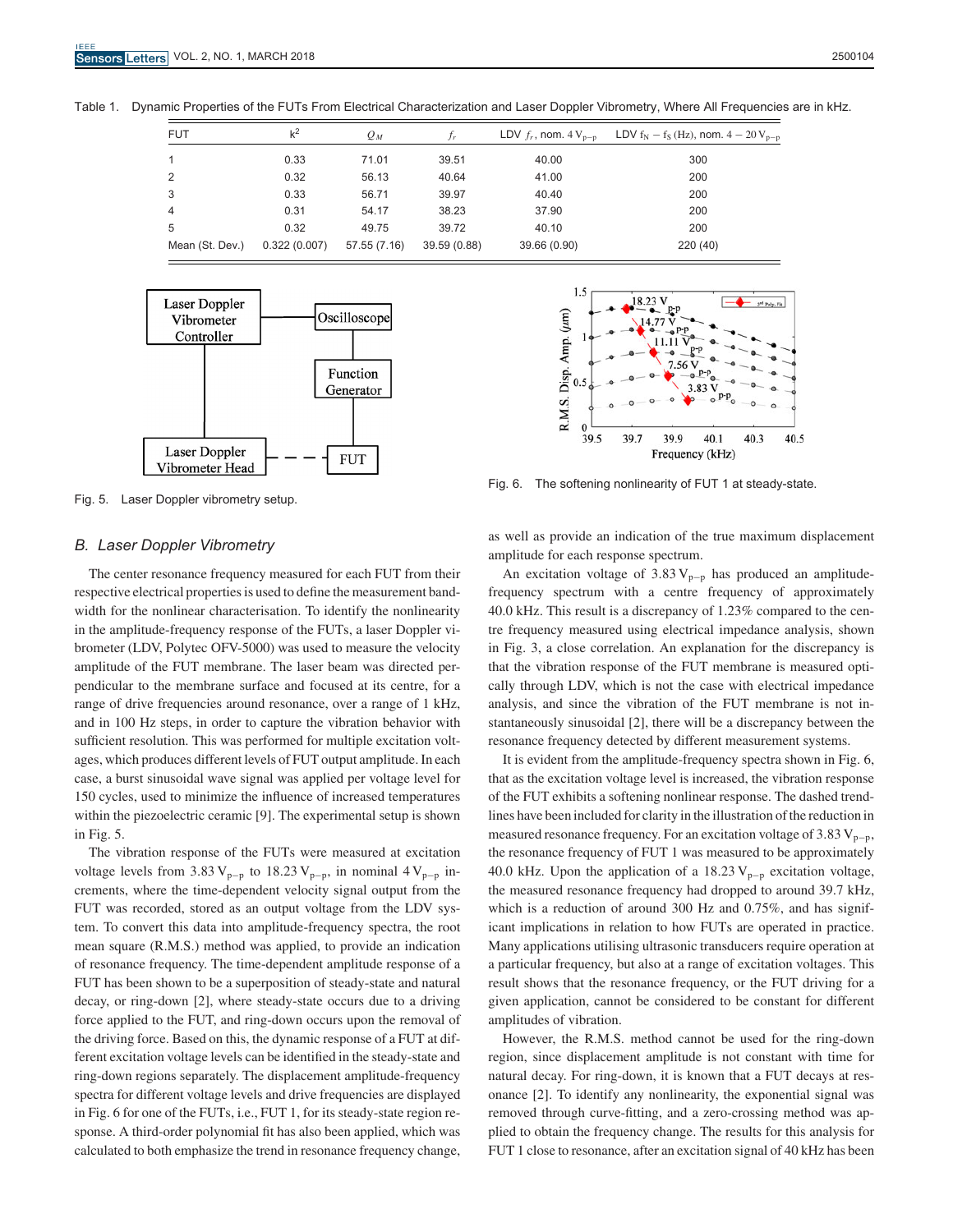Table 1. Dynamic Properties of the FUTs From Electrical Characterization and Laser Doppler Vibrometry, Where All Frequencies are in kHz.

| FUT | $k^2$ | $Q_M$ | $f_r$ | LDV $f_r$, nom. 4 $V_{p-p}$ | LDV $f_N - f_S$ (Hz), nom. $4 - 20\ V_{p-p}$ |
|---|---|---|---|---|---|
| 1 | 0.33 | 71.01 | 39.51 | 40.00 | 300 |
| 2 | 0.32 | 56.13 | 40.64 | 41.00 | 200 |
| 3 | 0.33 | 56.71 | 39.97 | 40.40 | 200 |
| 4 | 0.31 | 54.17 | 38.23 | 37.90 | 200 |
| 5 | 0.32 | 49.75 | 39.72 | 40.10 | 200 |
| Mean (St. Dev.) | 0.322 (0.007) | 57.55 (7.16) | 39.59 (0.88) | 39.66 (0.90) | 220 (40) |

Fig. 5. Laser Doppler vibrometry setup.

Fig. 6. The softening nonlinearity of FUT 1 at steady-state.

## B. Laser Doppler Vibrometry

The center resonance frequency measured for each FUT from their respective electrical properties is used to define the measurement bandwidth for the nonlinear characterisation. To identify the nonlinearity in the amplitude-frequency response of the FUTs, a laser Doppler vibrometer (LDV, Polytec OFV-5000) was used to measure the velocity amplitude of the FUT membrane. The laser beam was directed perpendicular to the membrane surface and focused at its centre, for a range of drive frequencies around resonance, over a range of 1 kHz, and in 100 Hz steps, in order to capture the vibration behavior with sufficient resolution. This was performed for multiple excitation voltages, which produces different levels of FUT output amplitude. In each case, a burst sinusoidal wave signal was applied per voltage level for 150 cycles, used to minimize the influence of increased temperatures within the piezoelectric ceramic [9]. The experimental setup is shown in Fig. 5.

The vibration response of the FUTs were measured at excitation voltage levels from 3.83 $V_{p-p}$ to 18.23 $V_{p-p}$, in nominal 4 $V_{p-p}$ increments, where the time-dependent velocity signal output from the FUT was recorded, stored as an output voltage from the LDV system. To convert this data into amplitude-frequency spectra, the root mean square (R.M.S.) method was applied, to provide an indication of resonance frequency. The time-dependent amplitude response of a FUT has been shown to be a superposition of steady-state and natural decay, or ring-down [2], where steady-state occurs due to a driving force applied to the FUT, and ring-down occurs upon the removal of the driving force. Based on this, the dynamic response of a FUT at different excitation voltage levels can be identified in the steady-state and ring-down regions separately. The displacement amplitude-frequency spectra for different voltage levels and drive frequencies are displayed in Fig. 6 for one of the FUTs, i.e., FUT 1, for its steady-state region response. A third-order polynomial fit has also been applied, which was calculated to both emphasize the trend in resonance frequency change, as well as provide an indication of the true maximum displacement amplitude for each response spectrum.

An excitation voltage of 3.83 $V_{p-p}$ has produced an amplitude-frequency spectrum with a centre frequency of approximately 40.0 kHz. This result is a discrepancy of 1.23% compared to the centre frequency measured using electrical impedance analysis, shown in Fig. 3, a close correlation. An explanation for the discrepancy is that the vibration response of the FUT membrane is measured optically through LDV, which is not the case with electrical impedance analysis, and since the vibration of the FUT membrane is not instantaneously sinusoidal [2], there will be a discrepancy between the resonance frequency detected by different measurement systems.

It is evident from the amplitude-frequency spectra shown in Fig. 6, that as the excitation voltage level is increased, the vibration response of the FUT exhibits a softening nonlinear response. The dashed trendlines have been included for clarity in the illustration of the reduction in measured resonance frequency. For an excitation voltage of 3.83 $V_{p-p}$, the resonance frequency of FUT 1 was measured to be approximately 40.0 kHz. Upon the application of a 18.23 $V_{p-p}$ excitation voltage, the measured resonance frequency had dropped to around 39.7 kHz, which is a reduction of around 300 Hz and 0.75%, and has significant implications in relation to how FUTs are operated in practice. Many applications utilising ultrasonic transducers require operation at a particular frequency, but also at a range of excitation voltages. This result shows that the resonance frequency, or the FUT driving for a given application, cannot be considered to be constant for different amplitudes of vibration.

However, the R.M.S. method cannot be used for the ring-down region, since displacement amplitude is not constant with time for natural decay. For ring-down, it is known that a FUT decays at resonance [2]. To identify any nonlinearity, the exponential signal was removed through curve-fitting, and a zero-crossing method was applied to obtain the frequency change. The results for this analysis for FUT 1 close to resonance, after an excitation signal of 40 kHz has been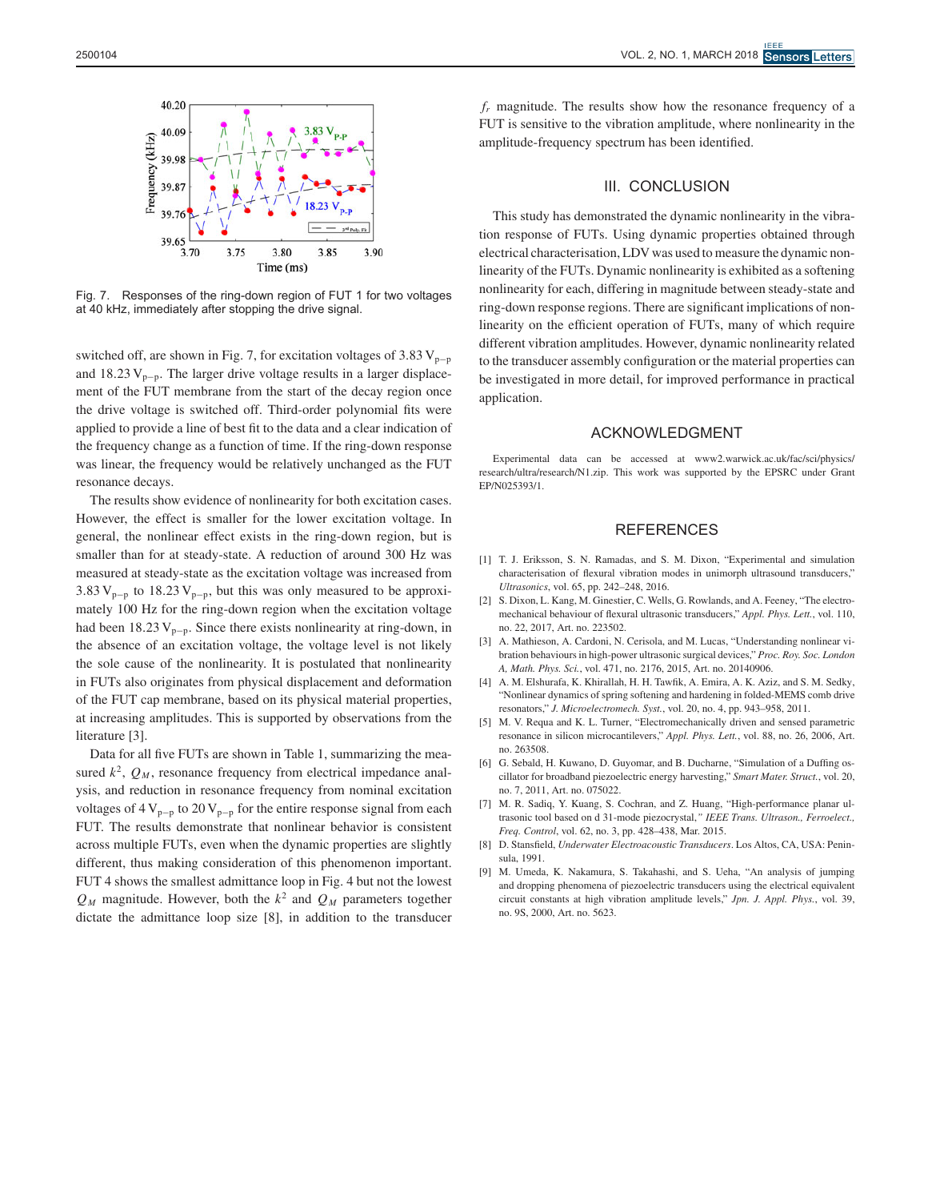40.20
40.09
39.98
39.87
39.76
39.65
Frequency (kHz)
3.70
3.75
3.80
3.85
3.90
Time (ms)
3.83 $V_{P-P}$
18.23 $V_{P-P}$
3rd Poly. Fit

Fig. 7. Responses of the ring-down region of FUT 1 for two voltages at 40 kHz, immediately after stopping the drive signal.

switched off, are shown in Fig. 7, for excitation voltages of 3.83 $V_{p-p}$ and 18.23 $V_{p-p}$. The larger drive voltage results in a larger displacement of the FUT membrane from the start of the decay region once the drive voltage is switched off. Third-order polynomial fits were applied to provide a line of best fit to the data and a clear indication of the frequency change as a function of time. If the ring-down response was linear, the frequency would be relatively unchanged as the FUT resonance decays.

The results show evidence of nonlinearity for both excitation cases. However, the effect is smaller for the lower excitation voltage. In general, the nonlinear effect exists in the ring-down region, but is smaller than for at steady-state. A reduction of around 300 Hz was measured at steady-state as the excitation voltage was increased from 3.83 $V_{p-p}$ to 18.23 $V_{p-p}$, but this was only measured to be approximately 100 Hz for the ring-down region when the excitation voltage had been 18.23 $V_{p-p}$. Since there exists nonlinearity at ring-down, in the absence of an excitation voltage, the voltage level is not likely the sole cause of the nonlinearity. It is postulated that nonlinearity in FUTs also originates from physical displacement and deformation of the FUT cap membrane, based on its physical material properties, at increasing amplitudes. This is supported by observations from the literature [3].

Data for all five FUTs are shown in Table 1, summarizing the measured $k^2$, $Q_M$, resonance frequency from electrical impedance analysis, and reduction in resonance frequency from nominal excitation voltages of 4 $V_{p-p}$ to 20 $V_{p-p}$ for the entire response signal from each FUT. The results demonstrate that nonlinear behavior is consistent across multiple FUTs, even when the dynamic properties are slightly different, thus making consideration of this phenomenon important. FUT 4 shows the smallest admittance loop in Fig. 4 but not the lowest $Q_M$ magnitude. However, both the $k^2$ and $Q_M$ parameters together dictate the admittance loop size [8], in addition to the transducer $f_r$ magnitude. The results show how the resonance frequency of a FUT is sensitive to the vibration amplitude, where nonlinearity in the amplitude-frequency spectrum has been identified.

## III. CONCLUSION

This study has demonstrated the dynamic nonlinearity in the vibration response of FUTs. Using dynamic properties obtained through electrical characterisation, LDV was used to measure the dynamic nonlinearity of the FUTs. Dynamic nonlinearity is exhibited as a softening nonlinearity for each, differing in magnitude between steady-state and ring-down response regions. There are significant implications of nonlinearity on the efficient operation of FUTs, many of which require different vibration amplitudes. However, dynamic nonlinearity related to the transducer assembly configuration or the material properties can be investigated in more detail, for improved performance in practical application.

## ACKNOWLEDGMENT

Experimental data can be accessed at www2.warwick.ac.uk/fac/sci/physics/research/ultra/research/N1.zip. This work was supported by the EPSRC under Grant EP/N025393/1.

## REFERENCES

[1] T. J. Eriksson, S. N. Ramadas, and S. M. Dixon, "Experimental and simulation characterisation of flexural vibration modes in unimorph ultrasound transducers," *Ultrasonics*, vol. 65, pp. 242–248, 2016.

[2] S. Dixon, L. Kang, M. Ginestier, C. Wells, G. Rowlands, and A. Feeney, "The electro-mechanical behaviour of flexural ultrasonic transducers," *Appl. Phys. Lett.*, vol. 110, no. 22, 2017, Art. no. 223502.

[3] A. Mathieson, A. Cardoni, N. Cerisola, and M. Lucas, "Understanding nonlinear vibration behaviours in high-power ultrasonic surgical devices," *Proc. Roy. Soc. London A, Math. Phys. Sci.*, vol. 471, no. 2176, 2015, Art. no. 20140906.

[4] A. M. Elshurafa, K. Khirallah, H. H. Tawfik, A. Emira, A. K. Aziz, and S. M. Sedky, "Nonlinear dynamics of spring softening and hardening in folded-MEMS comb drive resonators," *J. Microelectromech. Syst.*, vol. 20, no. 4, pp. 943–958, 2011.

[5] M. V. Requa and K. L. Turner, "Electromechanically driven and sensed parametric resonance in silicon microcantilevers," *Appl. Phys. Lett.*, vol. 88, no. 26, 2006, Art. no. 263508.

[6] G. Sebald, H. Kuwano, D. Guyomar, and B. Ducharne, "Simulation of a Duffing oscillator for broadband piezoelectric energy harvesting," *Smart Mater. Struct.*, vol. 20, no. 7, 2011, Art. no. 075022.

[7] M. R. Sadiq, Y. Kuang, S. Cochran, and Z. Huang, "High-performance planar ultrasonic tool based on d 31-mode piezocrystal," *IEEE Trans. Ultrason., Ferroelect., Freq. Control*, vol. 62, no. 3, pp. 428–438, Mar. 2015.

[8] D. Stansfield, *Underwater Electroacoustic Transducers*. Los Altos, CA, USA: Peninsula, 1991.

[9] M. Umeda, K. Nakamura, S. Takahashi, and S. Ueha, "An analysis of jumping and dropping phenomena of piezoelectric transducers using the electrical equivalent circuit constants at high vibration amplitude levels," *Jpn. J. Appl. Phys.*, vol. 39, no. 9S, 2000, Art. no. 5623.